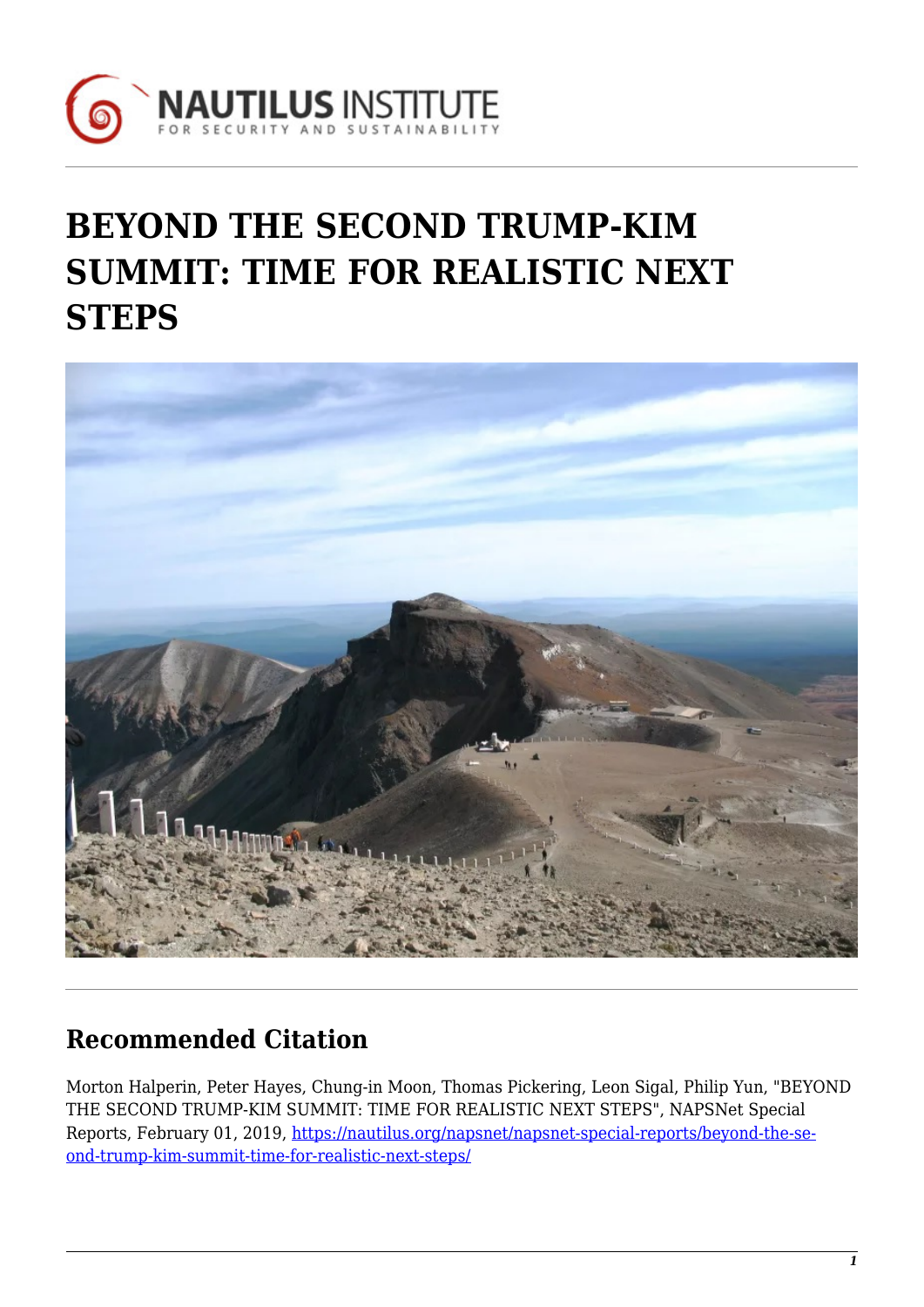# BEYOND THE SECOND TRUMP-KIM SUMMIT: TIME FOR REALISTIC NEXT STEPS

## Recommended Citation

Morton Halperin, Peter Hayes, Chung-in Moon, Thomas Pickering, Leon Sigal, Philip Yun, "BEYOND THE SECOND TRUMP-KIM SUMMIT: TIME FOR REALISTIC NEXT STEPS", NAPSNet Special Reports, February 01, 2019, https://nautilus.org/napsnet/napsnet-special-reports/beyond-the-second-trump-kim-summit-time-for-realistic-next-steps/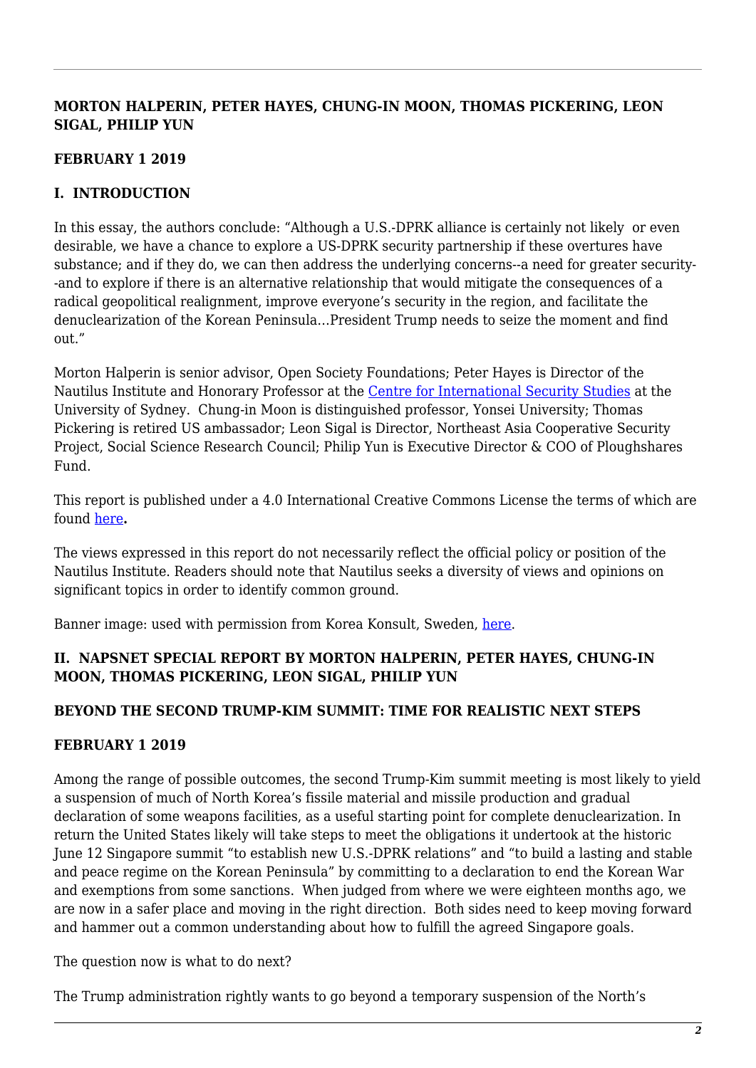**MORTON HALPERIN, PETER HAYES, CHUNG-IN MOON, THOMAS PICKERING, LEON SIGAL, PHILIP YUN**

**FEBRUARY 1 2019**

## I. INTRODUCTION

In this essay, the authors conclude: "Although a U.S.-DPRK alliance is certainly not likely or even desirable, we have a chance to explore a US-DPRK security partnership if these overtures have substance; and if they do, we can then address the underlying concerns--a need for greater security--and to explore if there is an alternative relationship that would mitigate the consequences of a radical geopolitical realignment, improve everyone's security in the region, and facilitate the denuclearization of the Korean Peninsula…President Trump needs to seize the moment and find out."

Morton Halperin is senior advisor, Open Society Foundations; Peter Hayes is Director of the Nautilus Institute and Honorary Professor at the Centre for International Security Studies at the University of Sydney. Chung-in Moon is distinguished professor, Yonsei University; Thomas Pickering is retired US ambassador; Leon Sigal is Director, Northeast Asia Cooperative Security Project, Social Science Research Council; Philip Yun is Executive Director & COO of Ploughshares Fund.

This report is published under a 4.0 International Creative Commons License the terms of which are found here**.**

The views expressed in this report do not necessarily reflect the official policy or position of the Nautilus Institute. Readers should note that Nautilus seeks a diversity of views and opinions on significant topics in order to identify common ground.

Banner image: used with permission from Korea Konsult, Sweden, here.

## II. NAPSNET SPECIAL REPORT BY MORTON HALPERIN, PETER HAYES, CHUNG-IN MOON, THOMAS PICKERING, LEON SIGAL, PHILIP YUN

### BEYOND THE SECOND TRUMP-KIM SUMMIT: TIME FOR REALISTIC NEXT STEPS

**FEBRUARY 1 2019**

Among the range of possible outcomes, the second Trump-Kim summit meeting is most likely to yield a suspension of much of North Korea's fissile material and missile production and gradual declaration of some weapons facilities, as a useful starting point for complete denuclearization. In return the United States likely will take steps to meet the obligations it undertook at the historic June 12 Singapore summit "to establish new U.S.-DPRK relations" and "to build a lasting and stable and peace regime on the Korean Peninsula" by committing to a declaration to end the Korean War and exemptions from some sanctions. When judged from where we were eighteen months ago, we are now in a safer place and moving in the right direction. Both sides need to keep moving forward and hammer out a common understanding about how to fulfill the agreed Singapore goals.

The question now is what to do next?

The Trump administration rightly wants to go beyond a temporary suspension of the North's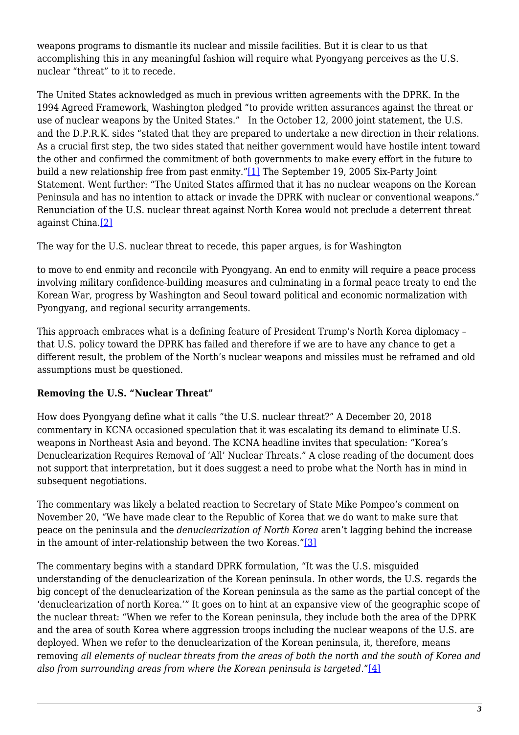weapons programs to dismantle its nuclear and missile facilities. But it is clear to us that accomplishing this in any meaningful fashion will require what Pyongyang perceives as the U.S. nuclear "threat" to it to recede.

The United States acknowledged as much in previous written agreements with the DPRK. In the 1994 Agreed Framework, Washington pledged "to provide written assurances against the threat or use of nuclear weapons by the United States." In the October 12, 2000 joint statement, the U.S. and the D.P.R.K. sides "stated that they are prepared to undertake a new direction in their relations. As a crucial first step, the two sides stated that neither government would have hostile intent toward the other and confirmed the commitment of both governments to make every effort in the future to build a new relationship free from past enmity."[1] The September 19, 2005 Six-Party Joint Statement. Went further: "The United States affirmed that it has no nuclear weapons on the Korean Peninsula and has no intention to attack or invade the DPRK with nuclear or conventional weapons." Renunciation of the U.S. nuclear threat against North Korea would not preclude a deterrent threat against China.[2]

The way for the U.S. nuclear threat to recede, this paper argues, is for Washington

to move to end enmity and reconcile with Pyongyang. An end to enmity will require a peace process involving military confidence-building measures and culminating in a formal peace treaty to end the Korean War, progress by Washington and Seoul toward political and economic normalization with Pyongyang, and regional security arrangements.

This approach embraces what is a defining feature of President Trump's North Korea diplomacy – that U.S. policy toward the DPRK has failed and therefore if we are to have any chance to get a different result, the problem of the North's nuclear weapons and missiles must be reframed and old assumptions must be questioned.

**Removing the U.S. "Nuclear Threat"**

How does Pyongyang define what it calls "the U.S. nuclear threat?" A December 20, 2018 commentary in KCNA occasioned speculation that it was escalating its demand to eliminate U.S. weapons in Northeast Asia and beyond. The KCNA headline invites that speculation: "Korea's Denuclearization Requires Removal of 'All' Nuclear Threats." A close reading of the document does not support that interpretation, but it does suggest a need to probe what the North has in mind in subsequent negotiations.

The commentary was likely a belated reaction to Secretary of State Mike Pompeo's comment on November 20, "We have made clear to the Republic of Korea that we do want to make sure that peace on the peninsula and the *denuclearization of North Korea* aren't lagging behind the increase in the amount of inter-relationship between the two Koreas."[3]

The commentary begins with a standard DPRK formulation, "It was the U.S. misguided understanding of the denuclearization of the Korean peninsula. In other words, the U.S. regards the big concept of the denuclearization of the Korean peninsula as the same as the partial concept of the 'denuclearization of north Korea.'" It goes on to hint at an expansive view of the geographic scope of the nuclear threat: "When we refer to the Korean peninsula, they include both the area of the DPRK and the area of south Korea where aggression troops including the nuclear weapons of the U.S. are deployed. When we refer to the denuclearization of the Korean peninsula, it, therefore, means removing *all elements of nuclear threats from the areas of both the north and the south of Korea and also from surrounding areas from where the Korean peninsula is targeted*."[4]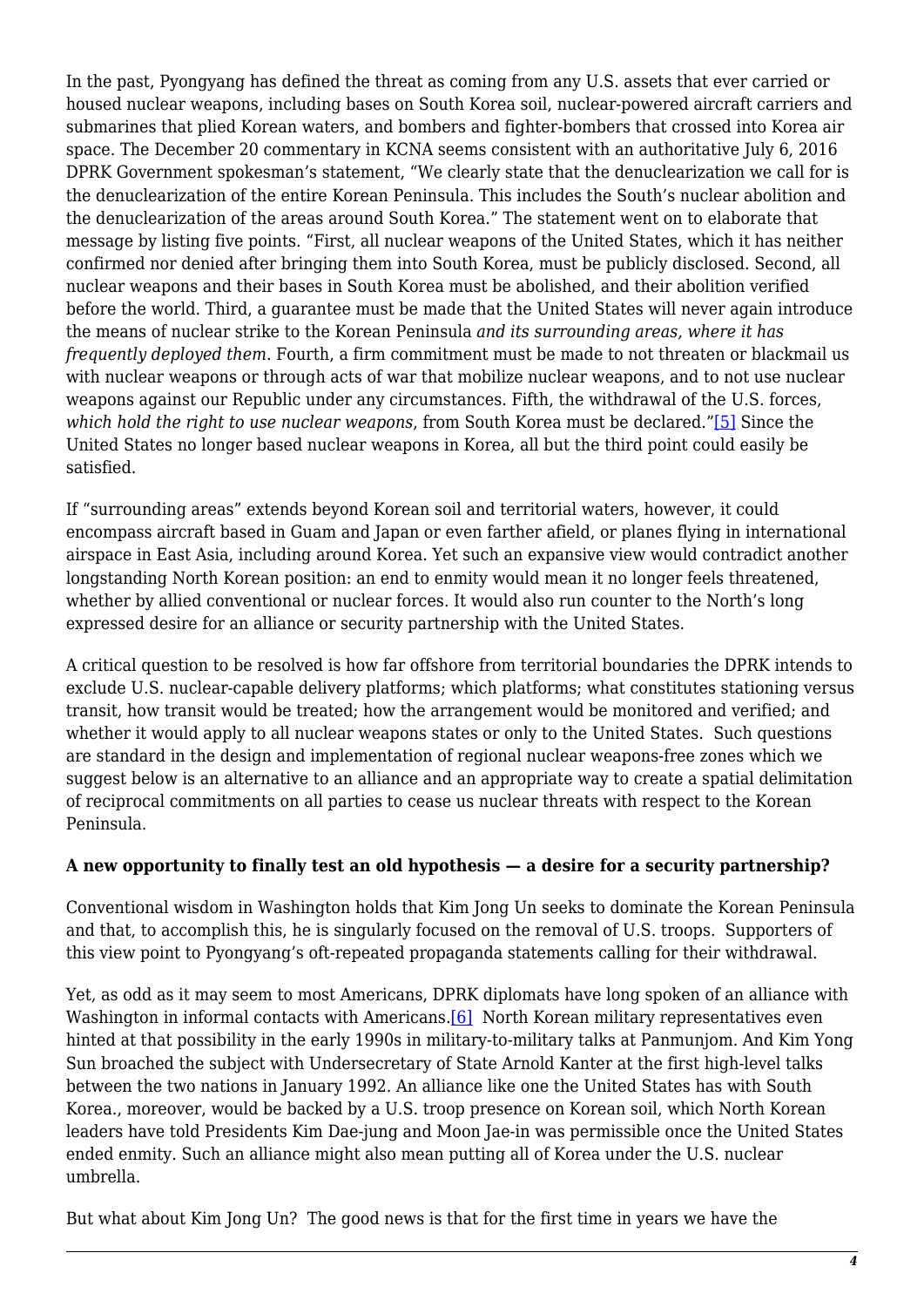In the past, Pyongyang has defined the threat as coming from any U.S. assets that ever carried or housed nuclear weapons, including bases on South Korea soil, nuclear-powered aircraft carriers and submarines that plied Korean waters, and bombers and fighter-bombers that crossed into Korea air space. The December 20 commentary in KCNA seems consistent with an authoritative July 6, 2016 DPRK Government spokesman's statement, "We clearly state that the denuclearization we call for is the denuclearization of the entire Korean Peninsula. This includes the South's nuclear abolition and the denuclearization of the areas around South Korea." The statement went on to elaborate that message by listing five points. "First, all nuclear weapons of the United States, which it has neither confirmed nor denied after bringing them into South Korea, must be publicly disclosed. Second, all nuclear weapons and their bases in South Korea must be abolished, and their abolition verified before the world. Third, a guarantee must be made that the United States will never again introduce the means of nuclear strike to the Korean Peninsula *and its surrounding areas, where it has frequently deployed them*. Fourth, a firm commitment must be made to not threaten or blackmail us with nuclear weapons or through acts of war that mobilize nuclear weapons, and to not use nuclear weapons against our Republic under any circumstances. Fifth, the withdrawal of the U.S. forces, *which hold the right to use nuclear weapons*, from South Korea must be declared."[5] Since the United States no longer based nuclear weapons in Korea, all but the third point could easily be satisfied.

If "surrounding areas" extends beyond Korean soil and territorial waters, however, it could encompass aircraft based in Guam and Japan or even farther afield, or planes flying in international airspace in East Asia, including around Korea. Yet such an expansive view would contradict another longstanding North Korean position: an end to enmity would mean it no longer feels threatened, whether by allied conventional or nuclear forces. It would also run counter to the North's long expressed desire for an alliance or security partnership with the United States.

A critical question to be resolved is how far offshore from territorial boundaries the DPRK intends to exclude U.S. nuclear-capable delivery platforms; which platforms; what constitutes stationing versus transit, how transit would be treated; how the arrangement would be monitored and verified; and whether it would apply to all nuclear weapons states or only to the United States. Such questions are standard in the design and implementation of regional nuclear weapons-free zones which we suggest below is an alternative to an alliance and an appropriate way to create a spatial delimitation of reciprocal commitments on all parties to cease us nuclear threats with respect to the Korean Peninsula.

**A new opportunity to finally test an old hypothesis — a desire for a security partnership?**

Conventional wisdom in Washington holds that Kim Jong Un seeks to dominate the Korean Peninsula and that, to accomplish this, he is singularly focused on the removal of U.S. troops. Supporters of this view point to Pyongyang's oft-repeated propaganda statements calling for their withdrawal.

Yet, as odd as it may seem to most Americans, DPRK diplomats have long spoken of an alliance with Washington in informal contacts with Americans.[6] North Korean military representatives even hinted at that possibility in the early 1990s in military-to-military talks at Panmunjom. And Kim Yong Sun broached the subject with Undersecretary of State Arnold Kanter at the first high-level talks between the two nations in January 1992. An alliance like one the United States has with South Korea., moreover, would be backed by a U.S. troop presence on Korean soil, which North Korean leaders have told Presidents Kim Dae-jung and Moon Jae-in was permissible once the United States ended enmity. Such an alliance might also mean putting all of Korea under the U.S. nuclear umbrella.

But what about Kim Jong Un? The good news is that for the first time in years we have the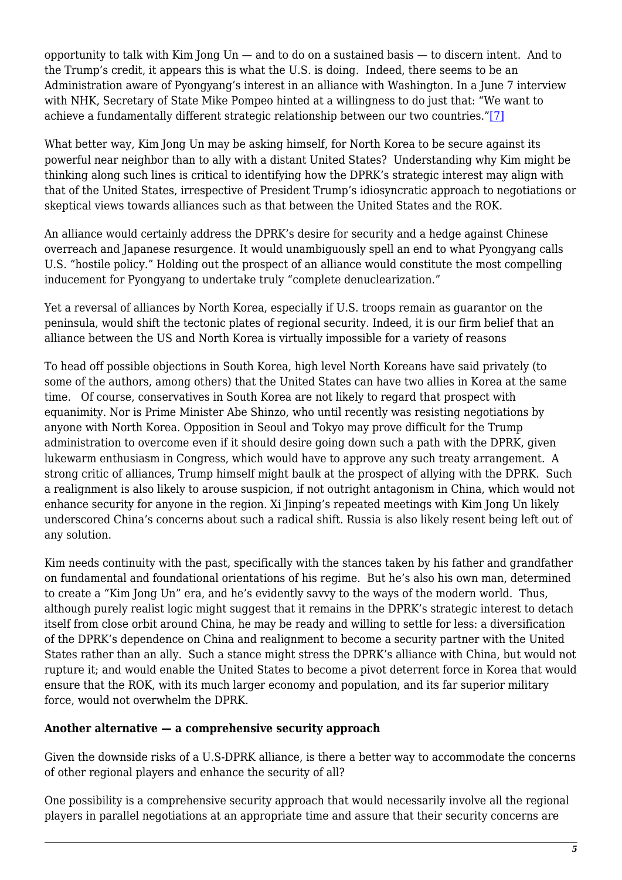opportunity to talk with Kim Jong Un — and to do on a sustained basis — to discern intent. And to the Trump's credit, it appears this is what the U.S. is doing. Indeed, there seems to be an Administration aware of Pyongyang's interest in an alliance with Washington. In a June 7 interview with NHK, Secretary of State Mike Pompeo hinted at a willingness to do just that: "We want to achieve a fundamentally different strategic relationship between our two countries."[7]

What better way, Kim Jong Un may be asking himself, for North Korea to be secure against its powerful near neighbor than to ally with a distant United States? Understanding why Kim might be thinking along such lines is critical to identifying how the DPRK's strategic interest may align with that of the United States, irrespective of President Trump's idiosyncratic approach to negotiations or skeptical views towards alliances such as that between the United States and the ROK.

An alliance would certainly address the DPRK's desire for security and a hedge against Chinese overreach and Japanese resurgence. It would unambiguously spell an end to what Pyongyang calls U.S. "hostile policy." Holding out the prospect of an alliance would constitute the most compelling inducement for Pyongyang to undertake truly "complete denuclearization."

Yet a reversal of alliances by North Korea, especially if U.S. troops remain as guarantor on the peninsula, would shift the tectonic plates of regional security. Indeed, it is our firm belief that an alliance between the US and North Korea is virtually impossible for a variety of reasons

To head off possible objections in South Korea, high level North Koreans have said privately (to some of the authors, among others) that the United States can have two allies in Korea at the same time. Of course, conservatives in South Korea are not likely to regard that prospect with equanimity. Nor is Prime Minister Abe Shinzo, who until recently was resisting negotiations by anyone with North Korea. Opposition in Seoul and Tokyo may prove difficult for the Trump administration to overcome even if it should desire going down such a path with the DPRK, given lukewarm enthusiasm in Congress, which would have to approve any such treaty arrangement. A strong critic of alliances, Trump himself might baulk at the prospect of allying with the DPRK. Such a realignment is also likely to arouse suspicion, if not outright antagonism in China, which would not enhance security for anyone in the region. Xi Jinping's repeated meetings with Kim Jong Un likely underscored China's concerns about such a radical shift. Russia is also likely resent being left out of any solution.

Kim needs continuity with the past, specifically with the stances taken by his father and grandfather on fundamental and foundational orientations of his regime. But he's also his own man, determined to create a "Kim Jong Un" era, and he's evidently savvy to the ways of the modern world. Thus, although purely realist logic might suggest that it remains in the DPRK's strategic interest to detach itself from close orbit around China, he may be ready and willing to settle for less: a diversification of the DPRK's dependence on China and realignment to become a security partner with the United States rather than an ally. Such a stance might stress the DPRK's alliance with China, but would not rupture it; and would enable the United States to become a pivot deterrent force in Korea that would ensure that the ROK, with its much larger economy and population, and its far superior military force, would not overwhelm the DPRK.

**Another alternative — a comprehensive security approach**

Given the downside risks of a U.S-DPRK alliance, is there a better way to accommodate the concerns of other regional players and enhance the security of all?

One possibility is a comprehensive security approach that would necessarily involve all the regional players in parallel negotiations at an appropriate time and assure that their security concerns are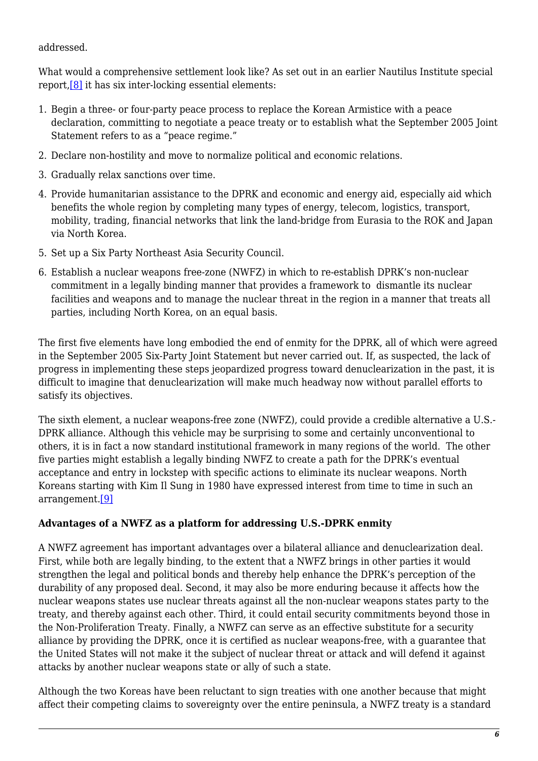addressed.

What would a comprehensive settlement look like? As set out in an earlier Nautilus Institute special report,[8] it has six inter-locking essential elements:

1. Begin a three- or four-party peace process to replace the Korean Armistice with a peace declaration, committing to negotiate a peace treaty or to establish what the September 2005 Joint Statement refers to as a "peace regime."
2. Declare non-hostility and move to normalize political and economic relations.
3. Gradually relax sanctions over time.
4. Provide humanitarian assistance to the DPRK and economic and energy aid, especially aid which benefits the whole region by completing many types of energy, telecom, logistics, transport, mobility, trading, financial networks that link the land-bridge from Eurasia to the ROK and Japan via North Korea.
5. Set up a Six Party Northeast Asia Security Council.
6. Establish a nuclear weapons free-zone (NWFZ) in which to re-establish DPRK's non-nuclear commitment in a legally binding manner that provides a framework to dismantle its nuclear facilities and weapons and to manage the nuclear threat in the region in a manner that treats all parties, including North Korea, on an equal basis.

The first five elements have long embodied the end of enmity for the DPRK, all of which were agreed in the September 2005 Six-Party Joint Statement but never carried out. If, as suspected, the lack of progress in implementing these steps jeopardized progress toward denuclearization in the past, it is difficult to imagine that denuclearization will make much headway now without parallel efforts to satisfy its objectives.

The sixth element, a nuclear weapons-free zone (NWFZ), could provide a credible alternative a U.S.-DPRK alliance. Although this vehicle may be surprising to some and certainly unconventional to others, it is in fact a now standard institutional framework in many regions of the world. The other five parties might establish a legally binding NWFZ to create a path for the DPRK's eventual acceptance and entry in lockstep with specific actions to eliminate its nuclear weapons. North Koreans starting with Kim Il Sung in 1980 have expressed interest from time to time in such an arrangement.[9]

**Advantages of a NWFZ as a platform for addressing U.S.-DPRK enmity**

A NWFZ agreement has important advantages over a bilateral alliance and denuclearization deal. First, while both are legally binding, to the extent that a NWFZ brings in other parties it would strengthen the legal and political bonds and thereby help enhance the DPRK's perception of the durability of any proposed deal. Second, it may also be more enduring because it affects how the nuclear weapons states use nuclear threats against all the non-nuclear weapons states party to the treaty, and thereby against each other. Third, it could entail security commitments beyond those in the Non-Proliferation Treaty. Finally, a NWFZ can serve as an effective substitute for a security alliance by providing the DPRK, once it is certified as nuclear weapons-free, with a guarantee that the United States will not make it the subject of nuclear threat or attack and will defend it against attacks by another nuclear weapons state or ally of such a state.

Although the two Koreas have been reluctant to sign treaties with one another because that might affect their competing claims to sovereignty over the entire peninsula, a NWFZ treaty is a standard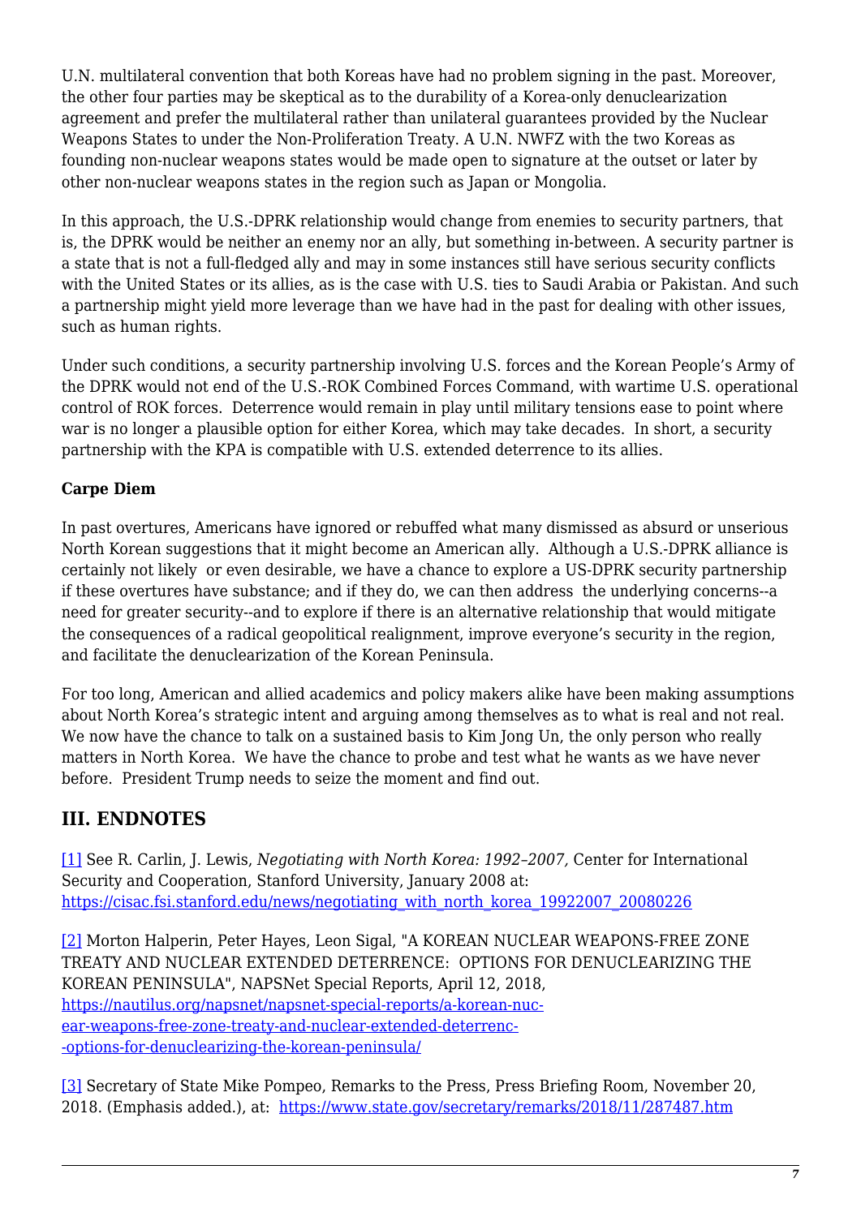U.N. multilateral convention that both Koreas have had no problem signing in the past. Moreover, the other four parties may be skeptical as to the durability of a Korea-only denuclearization agreement and prefer the multilateral rather than unilateral guarantees provided by the Nuclear Weapons States to under the Non-Proliferation Treaty. A U.N. NWFZ with the two Koreas as founding non-nuclear weapons states would be made open to signature at the outset or later by other non-nuclear weapons states in the region such as Japan or Mongolia.

In this approach, the U.S.-DPRK relationship would change from enemies to security partners, that is, the DPRK would be neither an enemy nor an ally, but something in-between. A security partner is a state that is not a full-fledged ally and may in some instances still have serious security conflicts with the United States or its allies, as is the case with U.S. ties to Saudi Arabia or Pakistan. And such a partnership might yield more leverage than we have had in the past for dealing with other issues, such as human rights.

Under such conditions, a security partnership involving U.S. forces and the Korean People's Army of the DPRK would not end of the U.S.-ROK Combined Forces Command, with wartime U.S. operational control of ROK forces. Deterrence would remain in play until military tensions ease to point where war is no longer a plausible option for either Korea, which may take decades. In short, a security partnership with the KPA is compatible with U.S. extended deterrence to its allies.

**Carpe Diem**

In past overtures, Americans have ignored or rebuffed what many dismissed as absurd or unserious North Korean suggestions that it might become an American ally. Although a U.S.-DPRK alliance is certainly not likely or even desirable, we have a chance to explore a US-DPRK security partnership if these overtures have substance; and if they do, we can then address the underlying concerns--a need for greater security--and to explore if there is an alternative relationship that would mitigate the consequences of a radical geopolitical realignment, improve everyone's security in the region, and facilitate the denuclearization of the Korean Peninsula.

For too long, American and allied academics and policy makers alike have been making assumptions about North Korea's strategic intent and arguing among themselves as to what is real and not real. We now have the chance to talk on a sustained basis to Kim Jong Un, the only person who really matters in North Korea. We have the chance to probe and test what he wants as we have never before. President Trump needs to seize the moment and find out.

## III. ENDNOTES

[1] See R. Carlin, J. Lewis, *Negotiating with North Korea: 1992–2007,* Center for International Security and Cooperation, Stanford University, January 2008 at: https://cisac.fsi.stanford.edu/news/negotiating_with_north_korea_19922007_20080226

[2] Morton Halperin, Peter Hayes, Leon Sigal, "A KOREAN NUCLEAR WEAPONS-FREE ZONE TREATY AND NUCLEAR EXTENDED DETERRENCE: OPTIONS FOR DENUCLEARIZING THE KOREAN PENINSULA", NAPSNet Special Reports, April 12, 2018, https://nautilus.org/napsnet/napsnet-special-reports/a-korean-nuclear-weapons-free-zone-treaty-and-nuclear-extended-deterrence-options-for-denuclearizing-the-korean-peninsula/

[3] Secretary of State Mike Pompeo, Remarks to the Press, Press Briefing Room, November 20, 2018. (Emphasis added.), at: https://www.state.gov/secretary/remarks/2018/11/287487.htm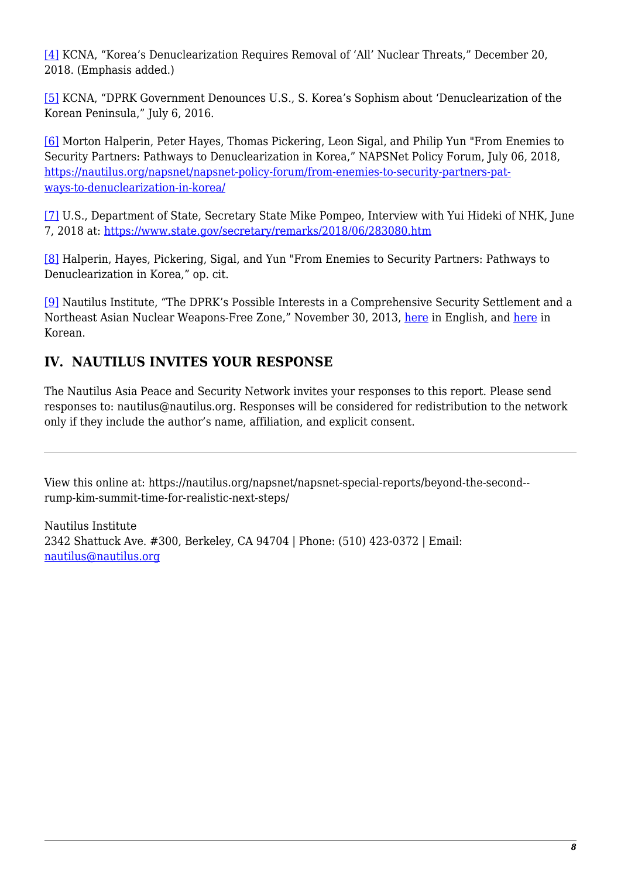[4] KCNA, "Korea's Denuclearization Requires Removal of 'All' Nuclear Threats," December 20, 2018. (Emphasis added.)

[5] KCNA, "DPRK Government Denounces U.S., S. Korea's Sophism about 'Denuclearization of the Korean Peninsula," July 6, 2016.

[6] Morton Halperin, Peter Hayes, Thomas Pickering, Leon Sigal, and Philip Yun "From Enemies to Security Partners: Pathways to Denuclearization in Korea," NAPSNet Policy Forum, July 06, 2018, https://nautilus.org/napsnet/napsnet-policy-forum/from-enemies-to-security-partners-pathways-to-denuclearization-in-korea/

[7] U.S., Department of State, Secretary State Mike Pompeo, Interview with Yui Hideki of NHK, June 7, 2018 at: https://www.state.gov/secretary/remarks/2018/06/283080.htm

[8] Halperin, Hayes, Pickering, Sigal, and Yun "From Enemies to Security Partners: Pathways to Denuclearization in Korea," op. cit.

[9] Nautilus Institute, "The DPRK's Possible Interests in a Comprehensive Security Settlement and a Northeast Asian Nuclear Weapons-Free Zone," November 30, 2013, here in English, and here in Korean.

## IV. NAUTILUS INVITES YOUR RESPONSE

The Nautilus Asia Peace and Security Network invites your responses to this report. Please send responses to: nautilus@nautilus.org. Responses will be considered for redistribution to the network only if they include the author's name, affiliation, and explicit consent.

---

View this online at: https://nautilus.org/napsnet/napsnet-special-reports/beyond-the-second--rump-kim-summit-time-for-realistic-next-steps/

Nautilus Institute
2342 Shattuck Ave. #300, Berkeley, CA 94704 | Phone: (510) 423-0372 | Email: nautilus@nautilus.org